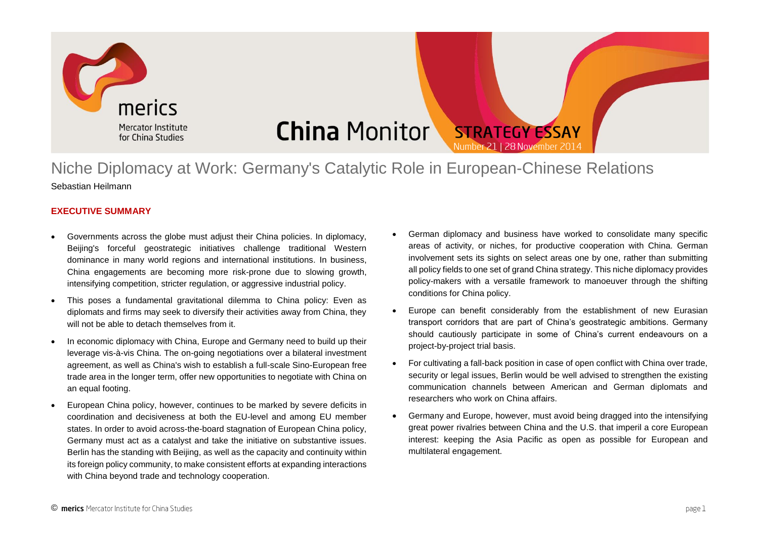merics Mercator Institute for China Studies

China Monitor **STRATEGY ESSAY**
Number 21 | 28 November 2014

# Niche Diplomacy at Work: Germany's Catalytic Role in European-Chinese Relations

Sebastian Heilmann

## EXECUTIVE SUMMARY

- Governments across the globe must adjust their China policies. In diplomacy, Beijing's forceful geostrategic initiatives challenge traditional Western dominance in many world regions and international institutions. In business, China engagements are becoming more risk-prone due to slowing growth, intensifying competition, stricter regulation, or aggressive industrial policy.
- This poses a fundamental gravitational dilemma to China policy: Even as diplomats and firms may seek to diversify their activities away from China, they will not be able to detach themselves from it.
- In economic diplomacy with China, Europe and Germany need to build up their leverage vis-à-vis China. The on-going negotiations over a bilateral investment agreement, as well as China's wish to establish a full-scale Sino-European free trade area in the longer term, offer new opportunities to negotiate with China on an equal footing.
- European China policy, however, continues to be marked by severe deficits in coordination and decisiveness at both the EU-level and among EU member states. In order to avoid across-the-board stagnation of European China policy, Germany must act as a catalyst and take the initiative on substantive issues. Berlin has the standing with Beijing, as well as the capacity and continuity within its foreign policy community, to make consistent efforts at expanding interactions with China beyond trade and technology cooperation.
- German diplomacy and business have worked to consolidate many specific areas of activity, or niches, for productive cooperation with China. German involvement sets its sights on select areas one by one, rather than submitting all policy fields to one set of grand China strategy. This niche diplomacy provides policy-makers with a versatile framework to manoeuver through the shifting conditions for China policy.
- Europe can benefit considerably from the establishment of new Eurasian transport corridors that are part of China's geostrategic ambitions. Germany should cautiously participate in some of China's current endeavours on a project-by-project trial basis.
- For cultivating a fall-back position in case of open conflict with China over trade, security or legal issues, Berlin would be well advised to strengthen the existing communication channels between American and German diplomats and researchers who work on China affairs.
- Germany and Europe, however, must avoid being dragged into the intensifying great power rivalries between China and the U.S. that imperil a core European interest: keeping the Asia Pacific as open as possible for European and multilateral engagement.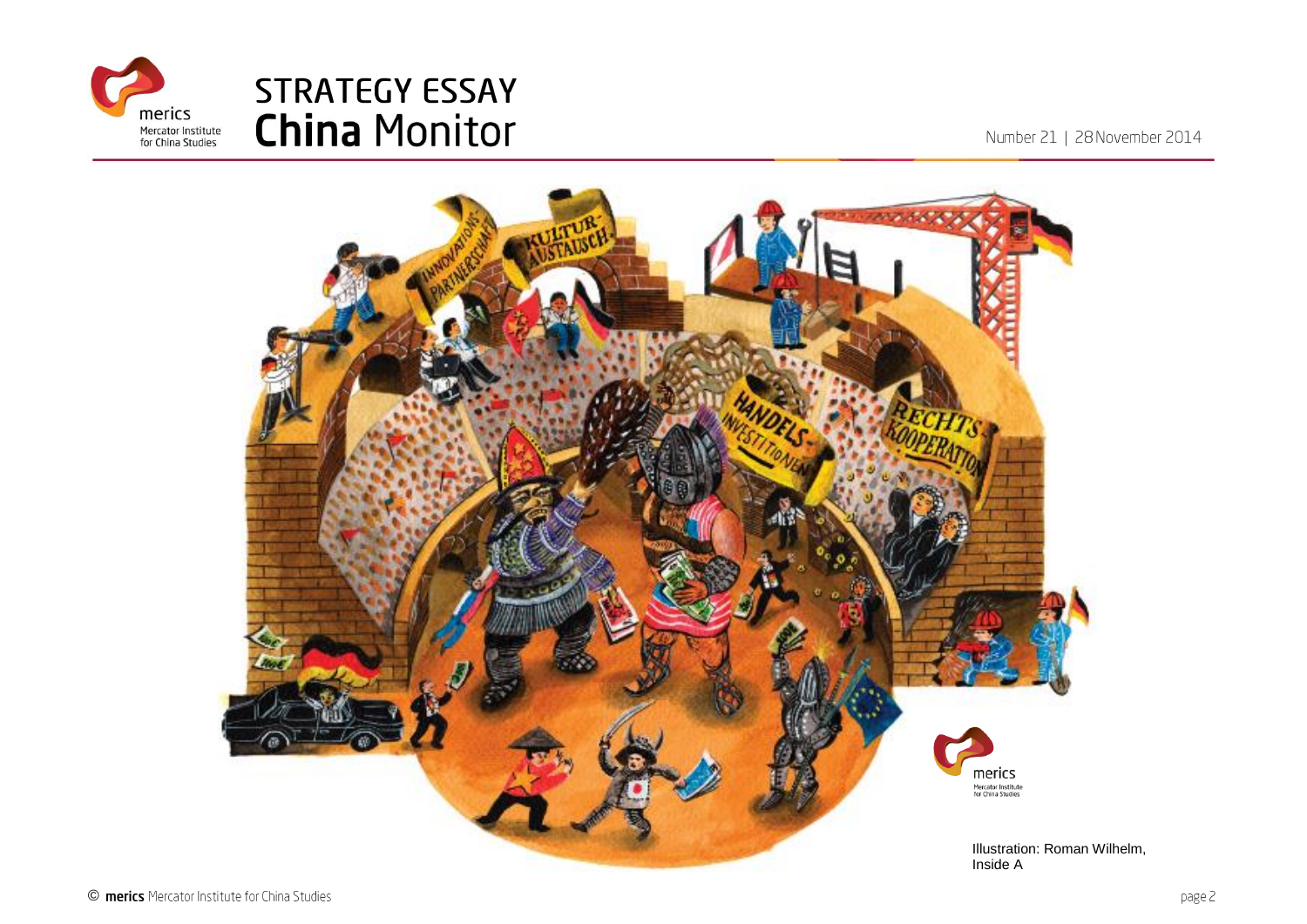Illustration: Roman Wilhelm, Inside A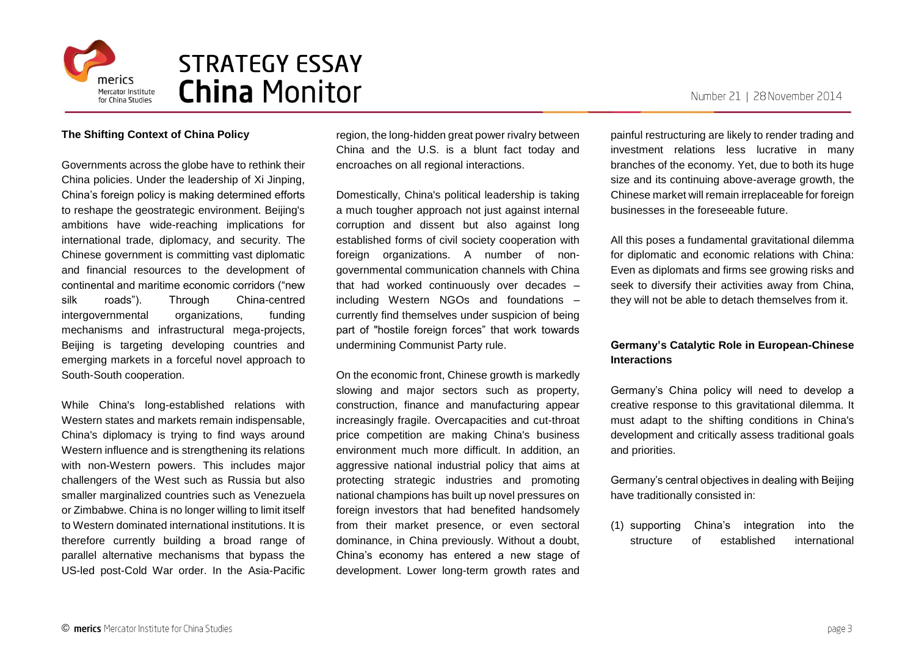## The Shifting Context of China Policy

Governments across the globe have to rethink their China policies. Under the leadership of Xi Jinping, China's foreign policy is making determined efforts to reshape the geostrategic environment. Beijing's ambitions have wide-reaching implications for international trade, diplomacy, and security. The Chinese government is committing vast diplomatic and financial resources to the development of continental and maritime economic corridors ("new silk roads"). Through China-centred intergovernmental organizations, funding mechanisms and infrastructural mega-projects, Beijing is targeting developing countries and emerging markets in a forceful novel approach to South-South cooperation.

While China's long-established relations with Western states and markets remain indispensable, China's diplomacy is trying to find ways around Western influence and is strengthening its relations with non-Western powers. This includes major challengers of the West such as Russia but also smaller marginalized countries such as Venezuela or Zimbabwe. China is no longer willing to limit itself to Western dominated international institutions. It is therefore currently building a broad range of parallel alternative mechanisms that bypass the US-led post-Cold War order. In the Asia-Pacific region, the long-hidden great power rivalry between China and the U.S. is a blunt fact today and encroaches on all regional interactions.

Domestically, China's political leadership is taking a much tougher approach not just against internal corruption and dissent but also against long established forms of civil society cooperation with foreign organizations. A number of non-governmental communication channels with China that had worked continuously over decades – including Western NGOs and foundations – currently find themselves under suspicion of being part of "hostile foreign forces" that work towards undermining Communist Party rule.

On the economic front, Chinese growth is markedly slowing and major sectors such as property, construction, finance and manufacturing appear increasingly fragile. Overcapacities and cut-throat price competition are making China's business environment much more difficult. In addition, an aggressive national industrial policy that aims at protecting strategic industries and promoting national champions has built up novel pressures on foreign investors that had benefited handsomely from their market presence, or even sectoral dominance, in China previously. Without a doubt, China's economy has entered a new stage of development. Lower long-term growth rates and painful restructuring are likely to render trading and investment relations less lucrative in many branches of the economy. Yet, due to both its huge size and its continuing above-average growth, the Chinese market will remain irreplaceable for foreign businesses in the foreseeable future.

All this poses a fundamental gravitational dilemma for diplomatic and economic relations with China: Even as diplomats and firms see growing risks and seek to diversify their activities away from China, they will not be able to detach themselves from it.

## Germany's Catalytic Role in European-Chinese Interactions

Germany's China policy will need to develop a creative response to this gravitational dilemma. It must adapt to the shifting conditions in China's development and critically assess traditional goals and priorities.

Germany's central objectives in dealing with Beijing have traditionally consisted in:

(1) supporting China's integration into the structure of established international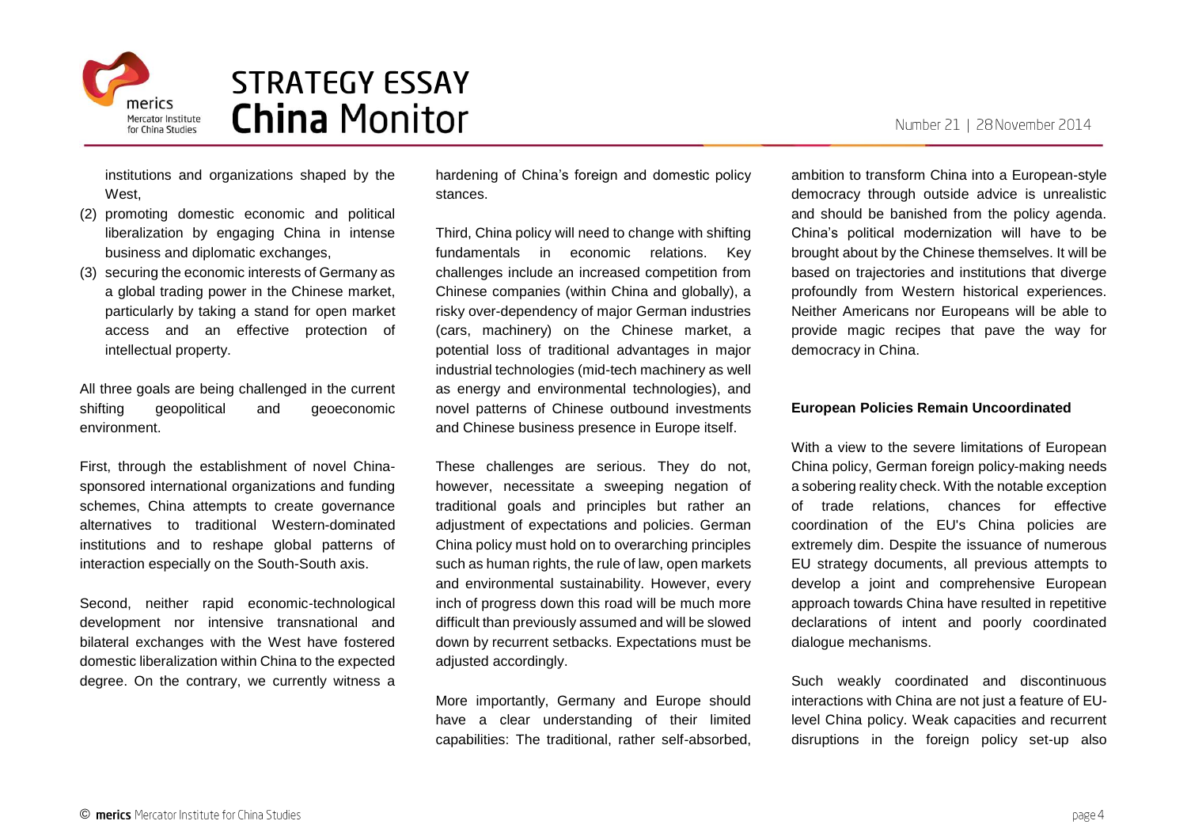institutions and organizations shaped by the West,

(2) promoting domestic economic and political liberalization by engaging China in intense business and diplomatic exchanges,

(3) securing the economic interests of Germany as a global trading power in the Chinese market, particularly by taking a stand for open market access and an effective protection of intellectual property.

All three goals are being challenged in the current shifting geopolitical and geoeconomic environment.

First, through the establishment of novel China-sponsored international organizations and funding schemes, China attempts to create governance alternatives to traditional Western-dominated institutions and to reshape global patterns of interaction especially on the South-South axis.

Second, neither rapid economic-technological development nor intensive transnational and bilateral exchanges with the West have fostered domestic liberalization within China to the expected degree. On the contrary, we currently witness a hardening of China's foreign and domestic policy stances.

Third, China policy will need to change with shifting fundamentals in economic relations. Key challenges include an increased competition from Chinese companies (within China and globally), a risky over-dependency of major German industries (cars, machinery) on the Chinese market, a potential loss of traditional advantages in major industrial technologies (mid-tech machinery as well as energy and environmental technologies), and novel patterns of Chinese outbound investments and Chinese business presence in Europe itself.

These challenges are serious. They do not, however, necessitate a sweeping negation of traditional goals and principles but rather an adjustment of expectations and policies. German China policy must hold on to overarching principles such as human rights, the rule of law, open markets and environmental sustainability. However, every inch of progress down this road will be much more difficult than previously assumed and will be slowed down by recurrent setbacks. Expectations must be adjusted accordingly.

More importantly, Germany and Europe should have a clear understanding of their limited capabilities: The traditional, rather self-absorbed, ambition to transform China into a European-style democracy through outside advice is unrealistic and should be banished from the policy agenda. China's political modernization will have to be brought about by the Chinese themselves. It will be based on trajectories and institutions that diverge profoundly from Western historical experiences. Neither Americans nor Europeans will be able to provide magic recipes that pave the way for democracy in China.

**European Policies Remain Uncoordinated**

With a view to the severe limitations of European China policy, German foreign policy-making needs a sobering reality check. With the notable exception of trade relations, chances for effective coordination of the EU's China policies are extremely dim. Despite the issuance of numerous EU strategy documents, all previous attempts to develop a joint and comprehensive European approach towards China have resulted in repetitive declarations of intent and poorly coordinated dialogue mechanisms.

Such weakly coordinated and discontinuous interactions with China are not just a feature of EU-level China policy. Weak capacities and recurrent disruptions in the foreign policy set-up also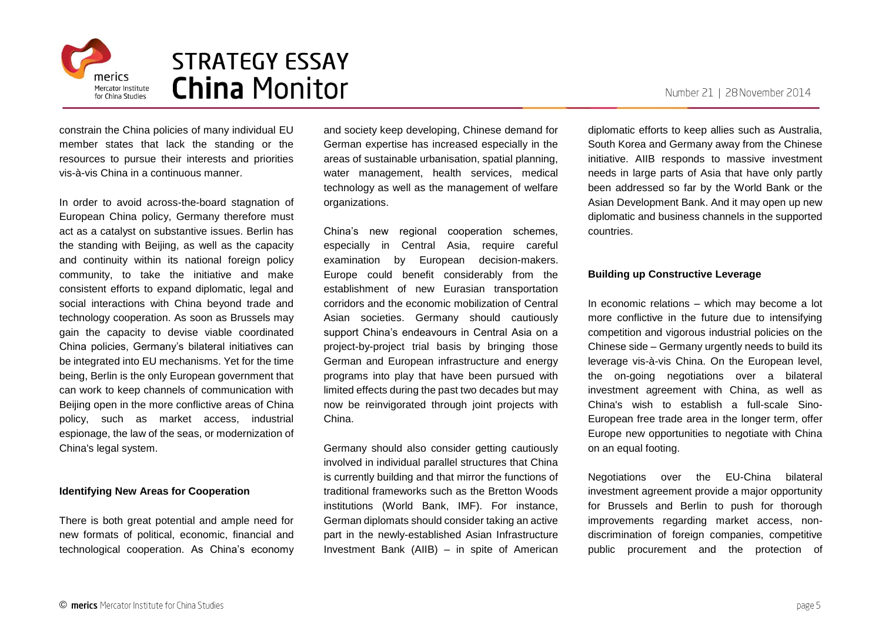constrain the China policies of many individual EU member states that lack the standing or the resources to pursue their interests and priorities vis-à-vis China in a continuous manner.

In order to avoid across-the-board stagnation of European China policy, Germany therefore must act as a catalyst on substantive issues. Berlin has the standing with Beijing, as well as the capacity and continuity within its national foreign policy community, to take the initiative and make consistent efforts to expand diplomatic, legal and social interactions with China beyond trade and technology cooperation. As soon as Brussels may gain the capacity to devise viable coordinated China policies, Germany's bilateral initiatives can be integrated into EU mechanisms. Yet for the time being, Berlin is the only European government that can work to keep channels of communication with Beijing open in the more conflictive areas of China policy, such as market access, industrial espionage, the law of the seas, or modernization of China's legal system.

**Identifying New Areas for Cooperation**

There is both great potential and ample need for new formats of political, economic, financial and technological cooperation. As China's economy and society keep developing, Chinese demand for German expertise has increased especially in the areas of sustainable urbanisation, spatial planning, water management, health services, medical technology as well as the management of welfare organizations.

China's new regional cooperation schemes, especially in Central Asia, require careful examination by European decision-makers. Europe could benefit considerably from the establishment of new Eurasian transportation corridors and the economic mobilization of Central Asian societies. Germany should cautiously support China's endeavours in Central Asia on a project-by-project trial basis by bringing those German and European infrastructure and energy programs into play that have been pursued with limited effects during the past two decades but may now be reinvigorated through joint projects with China.

Germany should also consider getting cautiously involved in individual parallel structures that China is currently building and that mirror the functions of traditional frameworks such as the Bretton Woods institutions (World Bank, IMF). For instance, German diplomats should consider taking an active part in the newly-established Asian Infrastructure Investment Bank (AIIB) – in spite of American diplomatic efforts to keep allies such as Australia, South Korea and Germany away from the Chinese initiative. AIIB responds to massive investment needs in large parts of Asia that have only partly been addressed so far by the World Bank or the Asian Development Bank. And it may open up new diplomatic and business channels in the supported countries.

**Building up Constructive Leverage**

In economic relations – which may become a lot more conflictive in the future due to intensifying competition and vigorous industrial policies on the Chinese side – Germany urgently needs to build its leverage vis-à-vis China. On the European level, the on-going negotiations over a bilateral investment agreement with China, as well as China's wish to establish a full-scale Sino-European free trade area in the longer term, offer Europe new opportunities to negotiate with China on an equal footing.

Negotiations over the EU-China bilateral investment agreement provide a major opportunity for Brussels and Berlin to push for thorough improvements regarding market access, non-discrimination of foreign companies, competitive public procurement and the protection of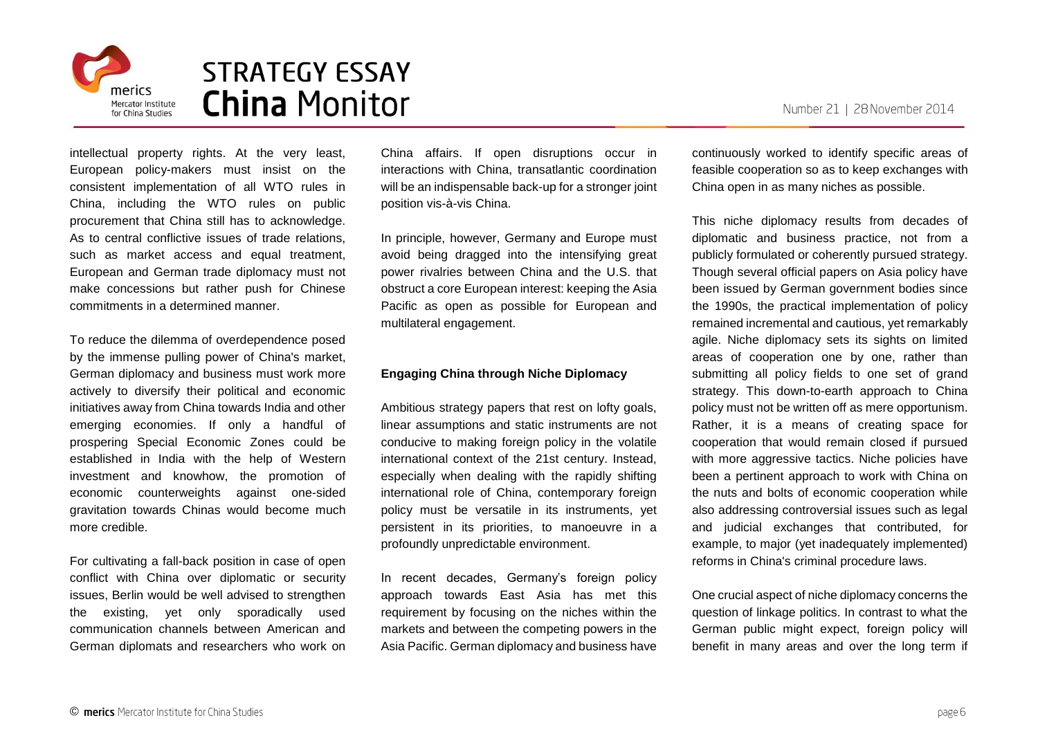intellectual property rights. At the very least, European policy-makers must insist on the consistent implementation of all WTO rules in China, including the WTO rules on public procurement that China still has to acknowledge. As to central conflictive issues of trade relations, such as market access and equal treatment, European and German trade diplomacy must not make concessions but rather push for Chinese commitments in a determined manner.

To reduce the dilemma of overdependence posed by the immense pulling power of China's market, German diplomacy and business must work more actively to diversify their political and economic initiatives away from China towards India and other emerging economies. If only a handful of prospering Special Economic Zones could be established in India with the help of Western investment and knowhow, the promotion of economic counterweights against one-sided gravitation towards Chinas would become much more credible.

For cultivating a fall-back position in case of open conflict with China over diplomatic or security issues, Berlin would be well advised to strengthen the existing, yet only sporadically used communication channels between American and German diplomats and researchers who work on China affairs. If open disruptions occur in interactions with China, transatlantic coordination will be an indispensable back-up for a stronger joint position vis-à-vis China.

In principle, however, Germany and Europe must avoid being dragged into the intensifying great power rivalries between China and the U.S. that obstruct a core European interest: keeping the Asia Pacific as open as possible for European and multilateral engagement.

**Engaging China through Niche Diplomacy**

Ambitious strategy papers that rest on lofty goals, linear assumptions and static instruments are not conducive to making foreign policy in the volatile international context of the 21st century. Instead, especially when dealing with the rapidly shifting international role of China, contemporary foreign policy must be versatile in its instruments, yet persistent in its priorities, to manoeuvre in a profoundly unpredictable environment.

In recent decades, Germany's foreign policy approach towards East Asia has met this requirement by focusing on the niches within the markets and between the competing powers in the Asia Pacific. German diplomacy and business have continuously worked to identify specific areas of feasible cooperation so as to keep exchanges with China open in as many niches as possible.

This niche diplomacy results from decades of diplomatic and business practice, not from a publicly formulated or coherently pursued strategy. Though several official papers on Asia policy have been issued by German government bodies since the 1990s, the practical implementation of policy remained incremental and cautious, yet remarkably agile. Niche diplomacy sets its sights on limited areas of cooperation one by one, rather than submitting all policy fields to one set of grand strategy. This down-to-earth approach to China policy must not be written off as mere opportunism. Rather, it is a means of creating space for cooperation that would remain closed if pursued with more aggressive tactics. Niche policies have been a pertinent approach to work with China on the nuts and bolts of economic cooperation while also addressing controversial issues such as legal and judicial exchanges that contributed, for example, to major (yet inadequately implemented) reforms in China's criminal procedure laws.

One crucial aspect of niche diplomacy concerns the question of linkage politics. In contrast to what the German public might expect, foreign policy will benefit in many areas and over the long term if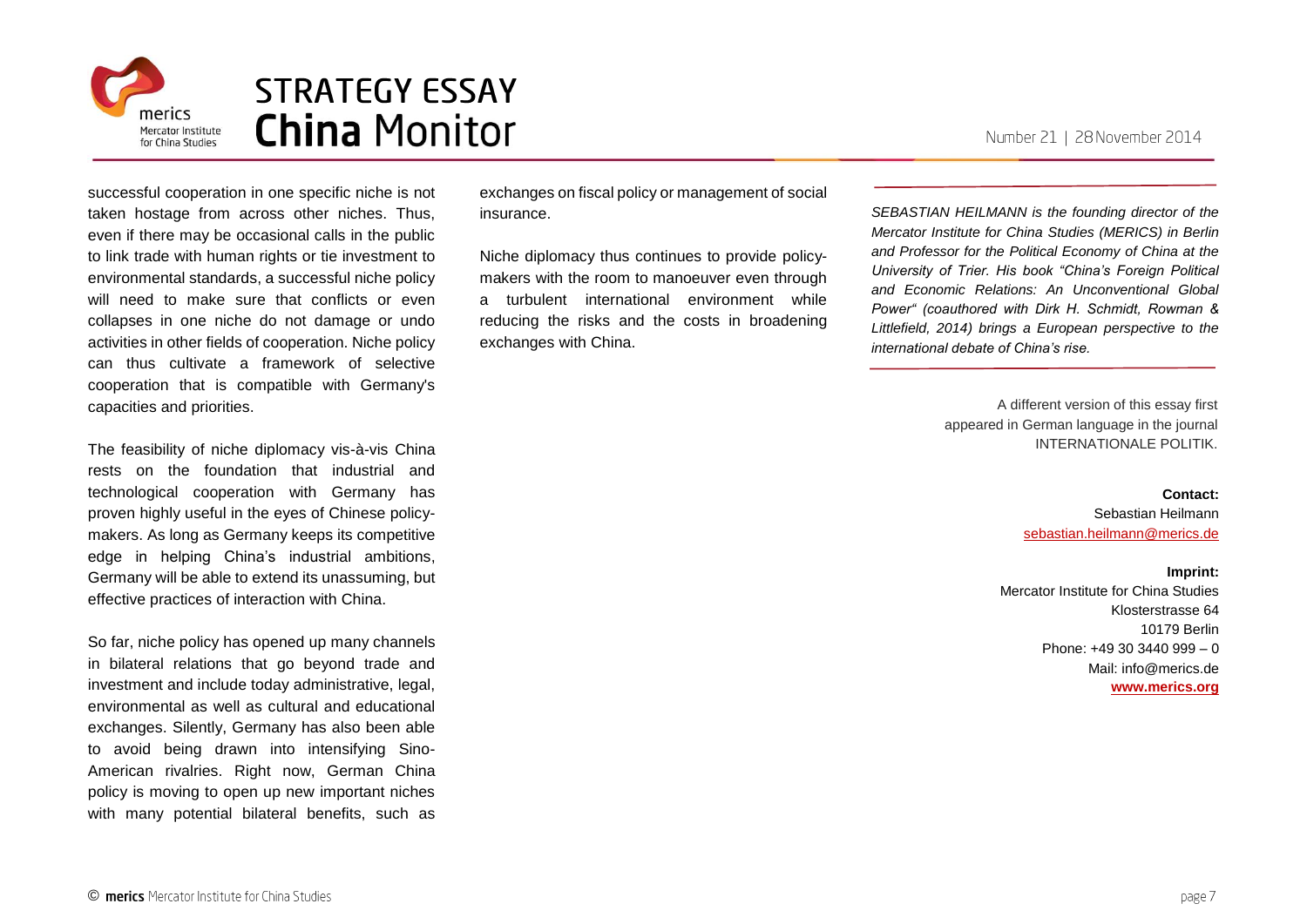successful cooperation in one specific niche is not taken hostage from across other niches. Thus, even if there may be occasional calls in the public to link trade with human rights or tie investment to environmental standards, a successful niche policy will need to make sure that conflicts or even collapses in one niche do not damage or undo activities in other fields of cooperation. Niche policy can thus cultivate a framework of selective cooperation that is compatible with Germany's capacities and priorities.

The feasibility of niche diplomacy vis-à-vis China rests on the foundation that industrial and technological cooperation with Germany has proven highly useful in the eyes of Chinese policy-makers. As long as Germany keeps its competitive edge in helping China's industrial ambitions, Germany will be able to extend its unassuming, but effective practices of interaction with China.

So far, niche policy has opened up many channels in bilateral relations that go beyond trade and investment and include today administrative, legal, environmental as well as cultural and educational exchanges. Silently, Germany has also been able to avoid being drawn into intensifying Sino-American rivalries. Right now, German China policy is moving to open up new important niches with many potential bilateral benefits, such as exchanges on fiscal policy or management of social insurance.

Niche diplomacy thus continues to provide policy-makers with the room to manoeuver even through a turbulent international environment while reducing the risks and the costs in broadening exchanges with China.

*SEBASTIAN HEILMANN is the founding director of the Mercator Institute for China Studies (MERICS) in Berlin and Professor for the Political Economy of China at the University of Trier. His book "China's Foreign Political and Economic Relations: An Unconventional Global Power" (coauthored with Dirk H. Schmidt, Rowman & Littlefield, 2014) brings a European perspective to the international debate of China's rise.*

A different version of this essay first appeared in German language in the journal INTERNATIONALE POLITIK.

**Contact:**
Sebastian Heilmann
sebastian.heilmann@merics.de

**Imprint:**
Mercator Institute for China Studies
Klosterstrasse 64
10179 Berlin
Phone: +49 30 3440 999 – 0
Mail: info@merics.de
**www.merics.org**